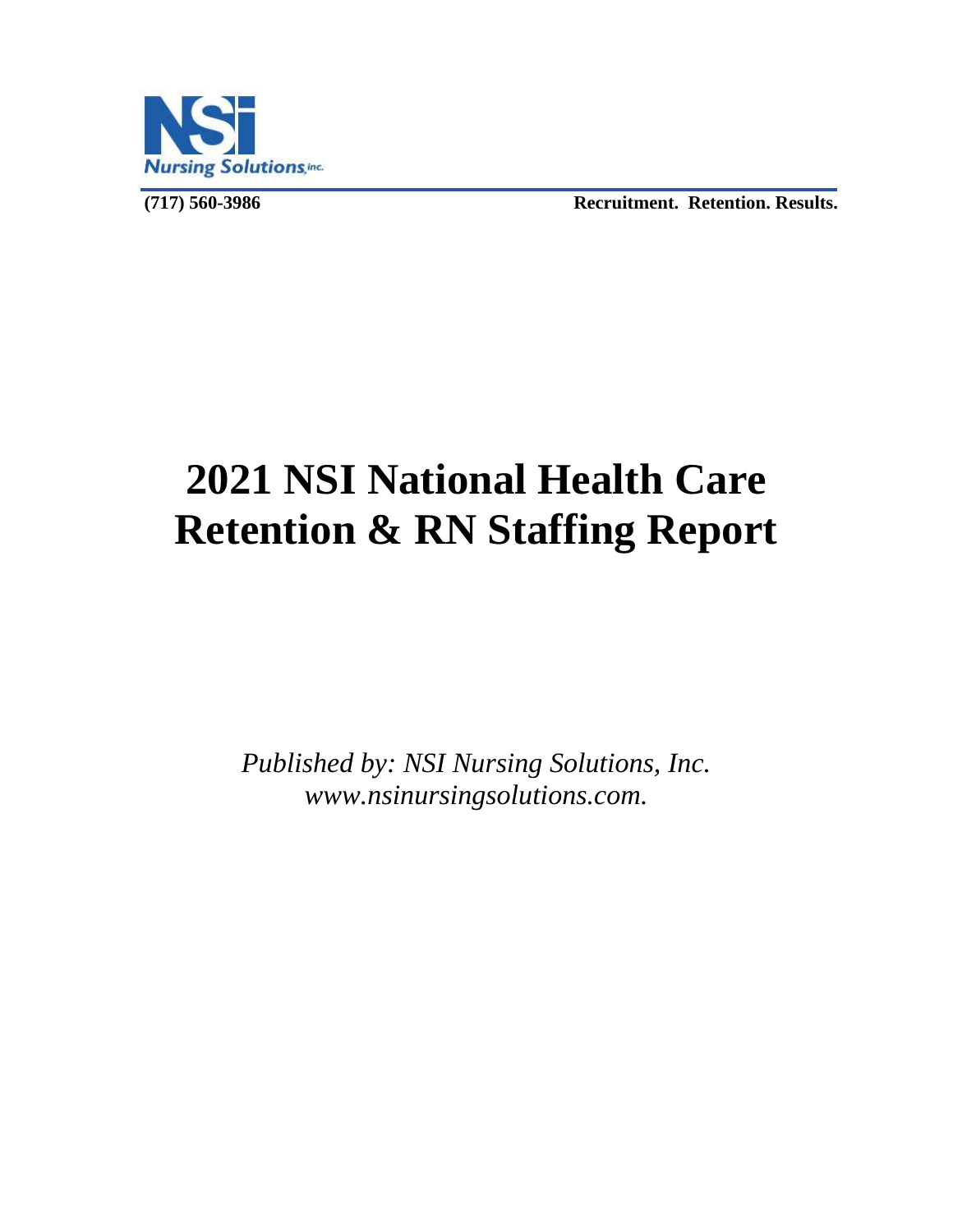**Nursing Solutions, inc.**

**(717) 560-3986** **Recruitment. Retention. Results.**

# 2021 NSI National Health Care Retention & RN Staffing Report

*Published by: NSI Nursing Solutions, Inc.*
*www.nsinursingsolutions.com.*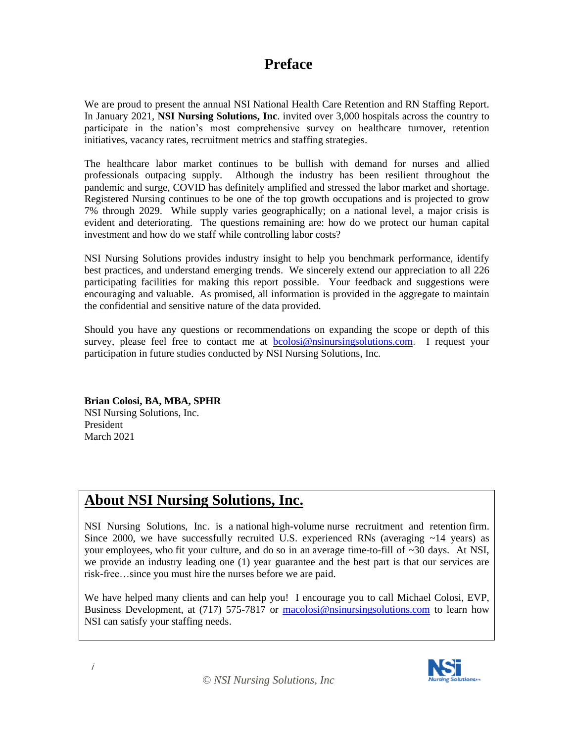# Preface

We are proud to present the annual NSI National Health Care Retention and RN Staffing Report. In January 2021, **NSI Nursing Solutions, Inc**. invited over 3,000 hospitals across the country to participate in the nation's most comprehensive survey on healthcare turnover, retention initiatives, vacancy rates, recruitment metrics and staffing strategies.

The healthcare labor market continues to be bullish with demand for nurses and allied professionals outpacing supply. Although the industry has been resilient throughout the pandemic and surge, COVID has definitely amplified and stressed the labor market and shortage. Registered Nursing continues to be one of the top growth occupations and is projected to grow 7% through 2029. While supply varies geographically; on a national level, a major crisis is evident and deteriorating. The questions remaining are: how do we protect our human capital investment and how do we staff while controlling labor costs?

NSI Nursing Solutions provides industry insight to help you benchmark performance, identify best practices, and understand emerging trends. We sincerely extend our appreciation to all 226 participating facilities for making this report possible. Your feedback and suggestions were encouraging and valuable. As promised, all information is provided in the aggregate to maintain the confidential and sensitive nature of the data provided.

Should you have any questions or recommendations on expanding the scope or depth of this survey, please feel free to contact me at bcolosi@nsinursingsolutions.com. I request your participation in future studies conducted by NSI Nursing Solutions, Inc.

**Brian Colosi, BA, MBA, SPHR**
NSI Nursing Solutions, Inc.
President
March 2021

## About NSI Nursing Solutions, Inc.

NSI Nursing Solutions, Inc. is a national high-volume nurse recruitment and retention firm. Since 2000, we have successfully recruited U.S. experienced RNs (averaging ~14 years) as your employees, who fit your culture, and do so in an average time-to-fill of ~30 days. At NSI, we provide an industry leading one (1) year guarantee and the best part is that our services are risk-free…since you must hire the nurses before we are paid.

We have helped many clients and can help you! I encourage you to call Michael Colosi, EVP, Business Development, at (717) 575-7817 or macolosi@nsinursingsolutions.com to learn how NSI can satisfy your staffing needs.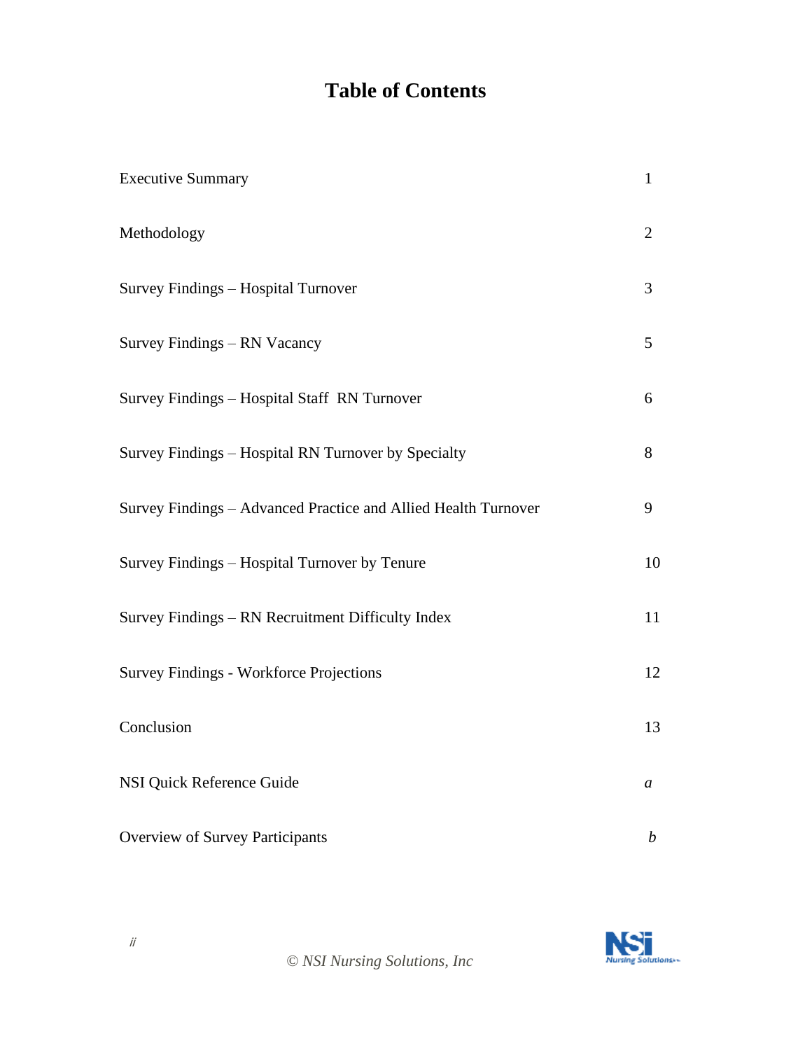# Table of Contents

| | |
|---|---|
| Executive Summary | 1 |
| Methodology | 2 |
| Survey Findings – Hospital Turnover | 3 |
| Survey Findings – RN Vacancy | 5 |
| Survey Findings – Hospital Staff RN Turnover | 6 |
| Survey Findings – Hospital RN Turnover by Specialty | 8 |
| Survey Findings – Advanced Practice and Allied Health Turnover | 9 |
| Survey Findings – Hospital Turnover by Tenure | 10 |
| Survey Findings – RN Recruitment Difficulty Index | 11 |
| Survey Findings - Workforce Projections | 12 |
| Conclusion | 13 |
| NSI Quick Reference Guide | *a* |
| Overview of Survey Participants | *b* |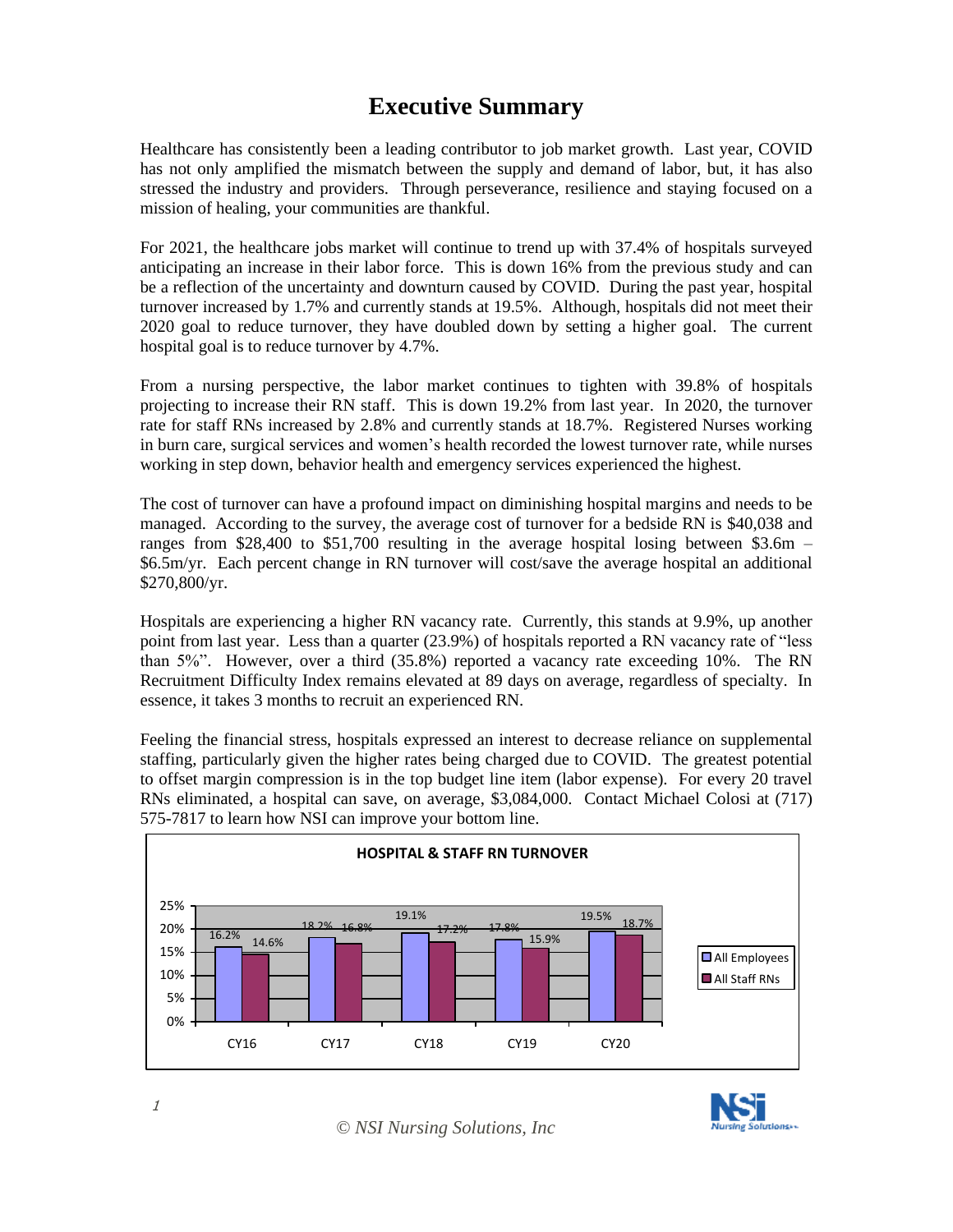# Executive Summary

Healthcare has consistently been a leading contributor to job market growth. Last year, COVID has not only amplified the mismatch between the supply and demand of labor, but, it has also stressed the industry and providers. Through perseverance, resilience and staying focused on a mission of healing, your communities are thankful.

For 2021, the healthcare jobs market will continue to trend up with 37.4% of hospitals surveyed anticipating an increase in their labor force. This is down 16% from the previous study and can be a reflection of the uncertainty and downturn caused by COVID. During the past year, hospital turnover increased by 1.7% and currently stands at 19.5%. Although, hospitals did not meet their 2020 goal to reduce turnover, they have doubled down by setting a higher goal. The current hospital goal is to reduce turnover by 4.7%.

From a nursing perspective, the labor market continues to tighten with 39.8% of hospitals projecting to increase their RN staff. This is down 19.2% from last year. In 2020, the turnover rate for staff RNs increased by 2.8% and currently stands at 18.7%. Registered Nurses working in burn care, surgical services and women's health recorded the lowest turnover rate, while nurses working in step down, behavior health and emergency services experienced the highest.

The cost of turnover can have a profound impact on diminishing hospital margins and needs to be managed. According to the survey, the average cost of turnover for a bedside RN is $40,038 and ranges from $28,400 to $51,700 resulting in the average hospital losing between $3.6m – $6.5m/yr. Each percent change in RN turnover will cost/save the average hospital an additional $270,800/yr.

Hospitals are experiencing a higher RN vacancy rate. Currently, this stands at 9.9%, up another point from last year. Less than a quarter (23.9%) of hospitals reported a RN vacancy rate of "less than 5%". However, over a third (35.8%) reported a vacancy rate exceeding 10%. The RN Recruitment Difficulty Index remains elevated at 89 days on average, regardless of specialty. In essence, it takes 3 months to recruit an experienced RN.

Feeling the financial stress, hospitals expressed an interest to decrease reliance on supplemental staffing, particularly given the higher rates being charged due to COVID. The greatest potential to offset margin compression is in the top budget line item (labor expense). For every 20 travel RNs eliminated, a hospital can save, on average, $3,084,000. Contact Michael Colosi at (717) 575-7817 to learn how NSI can improve your bottom line.

**HOSPITAL & STAFF RN TURNOVER**

| | CY16 | CY17 | CY18 | CY19 | CY20 |
|---|---|---|---|---|---|
| All Employees | 16.2% | 18.2% | 19.1% | 17.8% | 19.5% |
| All Staff RNs | 14.6% | 16.8% | 17.2% | 15.9% | 18.7% |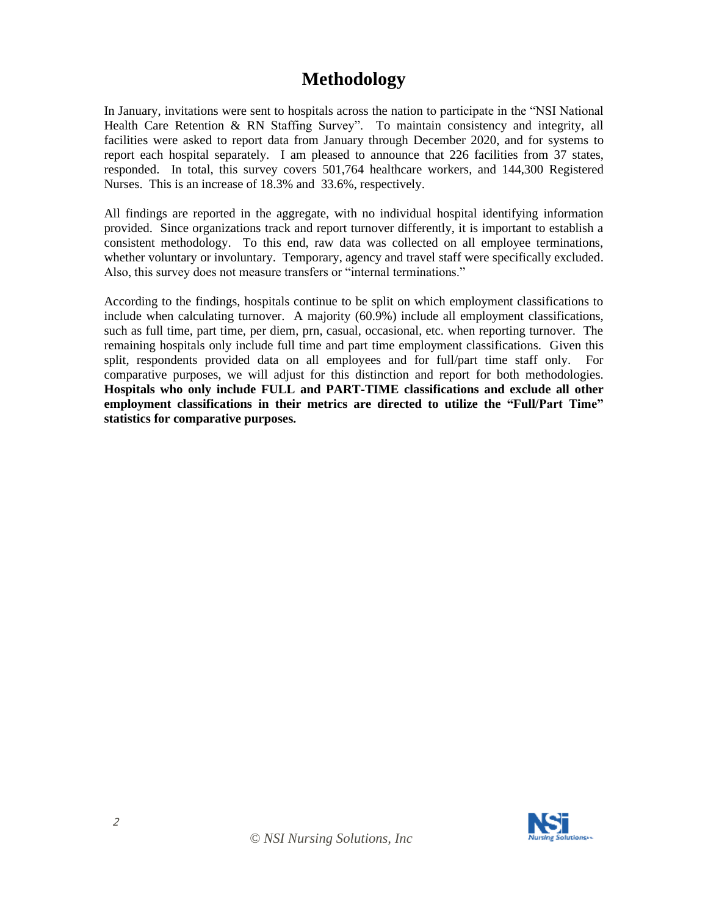# Methodology

In January, invitations were sent to hospitals across the nation to participate in the "NSI National Health Care Retention & RN Staffing Survey". To maintain consistency and integrity, all facilities were asked to report data from January through December 2020, and for systems to report each hospital separately. I am pleased to announce that 226 facilities from 37 states, responded. In total, this survey covers 501,764 healthcare workers, and 144,300 Registered Nurses. This is an increase of 18.3% and 33.6%, respectively.

All findings are reported in the aggregate, with no individual hospital identifying information provided. Since organizations track and report turnover differently, it is important to establish a consistent methodology. To this end, raw data was collected on all employee terminations, whether voluntary or involuntary. Temporary, agency and travel staff were specifically excluded. Also, this survey does not measure transfers or "internal terminations."

According to the findings, hospitals continue to be split on which employment classifications to include when calculating turnover. A majority (60.9%) include all employment classifications, such as full time, part time, per diem, prn, casual, occasional, etc. when reporting turnover. The remaining hospitals only include full time and part time employment classifications. Given this split, respondents provided data on all employees and for full/part time staff only. For comparative purposes, we will adjust for this distinction and report for both methodologies. **Hospitals who only include FULL and PART-TIME classifications and exclude all other employment classifications in their metrics are directed to utilize the "Full/Part Time" statistics for comparative purposes.**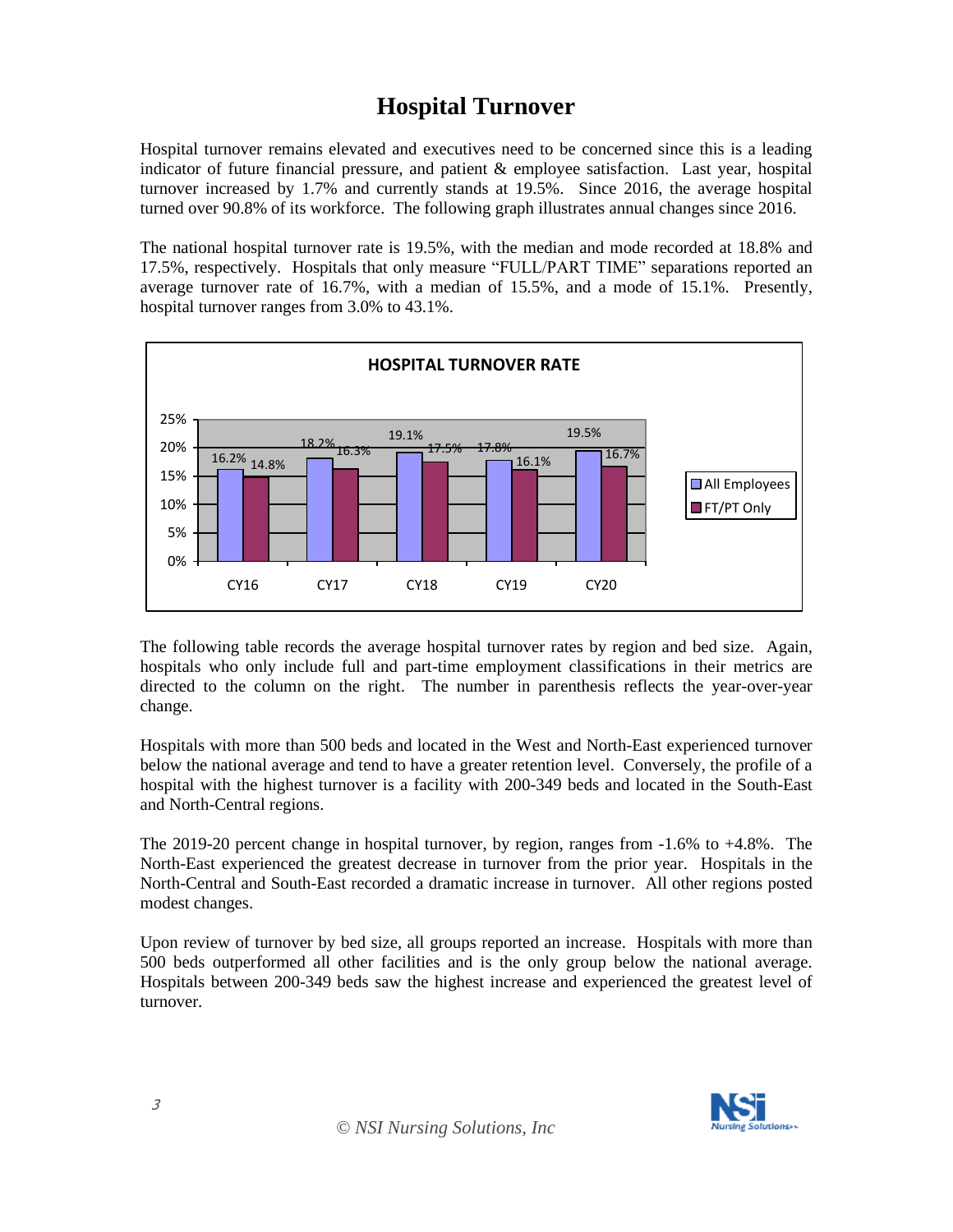# Hospital Turnover

Hospital turnover remains elevated and executives need to be concerned since this is a leading indicator of future financial pressure, and patient & employee satisfaction. Last year, hospital turnover increased by 1.7% and currently stands at 19.5%. Since 2016, the average hospital turned over 90.8% of its workforce. The following graph illustrates annual changes since 2016.

The national hospital turnover rate is 19.5%, with the median and mode recorded at 18.8% and 17.5%, respectively. Hospitals that only measure "FULL/PART TIME" separations reported an average turnover rate of 16.7%, with a median of 15.5%, and a mode of 15.1%. Presently, hospital turnover ranges from 3.0% to 43.1%.

**HOSPITAL TURNOVER RATE**

| | CY16 | CY17 | CY18 | CY19 | CY20 |
|---|---|---|---|---|---|
| All Employees | 16.2% | 18.2% | 19.1% | 17.8% | 19.5% |
| FT/PT Only | 14.8% | 16.3% | 17.5% | 16.1% | 16.7% |

The following table records the average hospital turnover rates by region and bed size. Again, hospitals who only include full and part-time employment classifications in their metrics are directed to the column on the right. The number in parenthesis reflects the year-over-year change.

Hospitals with more than 500 beds and located in the West and North-East experienced turnover below the national average and tend to have a greater retention level. Conversely, the profile of a hospital with the highest turnover is a facility with 200-349 beds and located in the South-East and North-Central regions.

The 2019-20 percent change in hospital turnover, by region, ranges from -1.6% to +4.8%. The North-East experienced the greatest decrease in turnover from the prior year. Hospitals in the North-Central and South-East recorded a dramatic increase in turnover. All other regions posted modest changes.

Upon review of turnover by bed size, all groups reported an increase. Hospitals with more than 500 beds outperformed all other facilities and is the only group below the national average. Hospitals between 200-349 beds saw the highest increase and experienced the greatest level of turnover.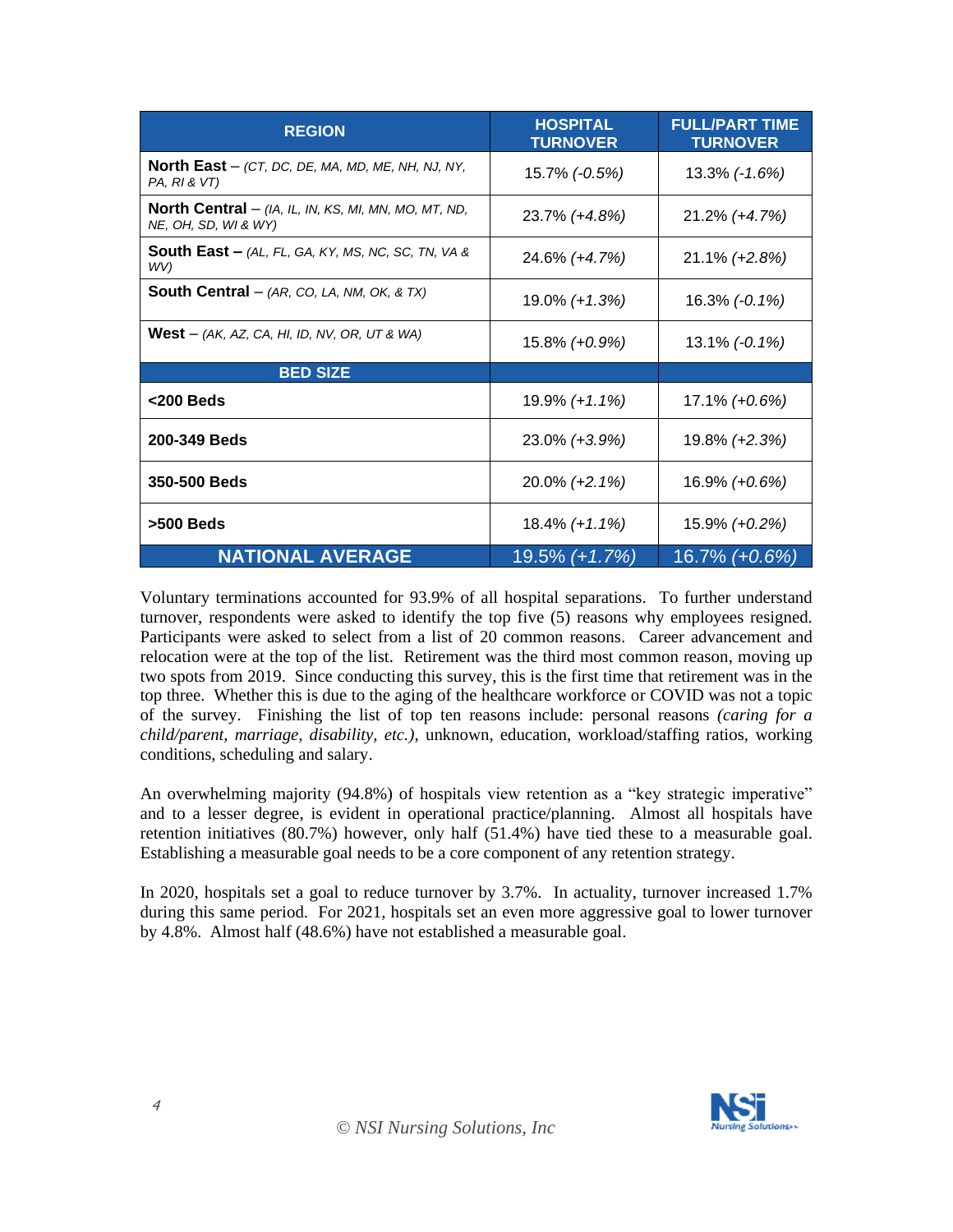| REGION | HOSPITAL TURNOVER | FULL/PART TIME TURNOVER |
| --- | --- | --- |
| **North East** – *(CT, DC, DE, MA, MD, ME, NH, NJ, NY, PA, RI & VT)* | 15.7% *(-0.5%)* | 13.3% *(-1.6%)* |
| **North Central** – *(IA, IL, IN, KS, MI, MN, MO, MT, ND, NE, OH, SD, WI & WY)* | 23.7% *(+4.8%)* | 21.2% *(+4.7%)* |
| **South East** – *(AL, FL, GA, KY, MS, NC, SC, TN, VA & WV)* | 24.6% *(+4.7%)* | 21.1% *(+2.8%)* |
| **South Central** – *(AR, CO, LA, NM, OK, & TX)* | 19.0% *(+1.3%)* | 16.3% *(-0.1%)* |
| **West** – *(AK, AZ, CA, HI, ID, NV, OR, UT & WA)* | 15.8% *(+0.9%)* | 13.1% *(-0.1%)* |
| **BED SIZE** | | |
| **<200 Beds** | 19.9% *(+1.1%)* | 17.1% *(+0.6%)* |
| **200-349 Beds** | 23.0% *(+3.9%)* | 19.8% *(+2.3%)* |
| **350-500 Beds** | 20.0% *(+2.1%)* | 16.9% *(+0.6%)* |
| **>500 Beds** | 18.4% *(+1.1%)* | 15.9% *(+0.2%)* |
| **NATIONAL AVERAGE** | 19.5% *(+1.7%)* | 16.7% *(+0.6%)* |

Voluntary terminations accounted for 93.9% of all hospital separations. To further understand turnover, respondents were asked to identify the top five (5) reasons why employees resigned. Participants were asked to select from a list of 20 common reasons. Career advancement and relocation were at the top of the list. Retirement was the third most common reason, moving up two spots from 2019. Since conducting this survey, this is the first time that retirement was in the top three. Whether this is due to the aging of the healthcare workforce or COVID was not a topic of the survey. Finishing the list of top ten reasons include: personal reasons *(caring for a child/parent, marriage, disability, etc.)*, unknown, education, workload/staffing ratios, working conditions, scheduling and salary.

An overwhelming majority (94.8%) of hospitals view retention as a "key strategic imperative" and to a lesser degree, is evident in operational practice/planning. Almost all hospitals have retention initiatives (80.7%) however, only half (51.4%) have tied these to a measurable goal. Establishing a measurable goal needs to be a core component of any retention strategy.

In 2020, hospitals set a goal to reduce turnover by 3.7%. In actuality, turnover increased 1.7% during this same period. For 2021, hospitals set an even more aggressive goal to lower turnover by 4.8%. Almost half (48.6%) have not established a measurable goal.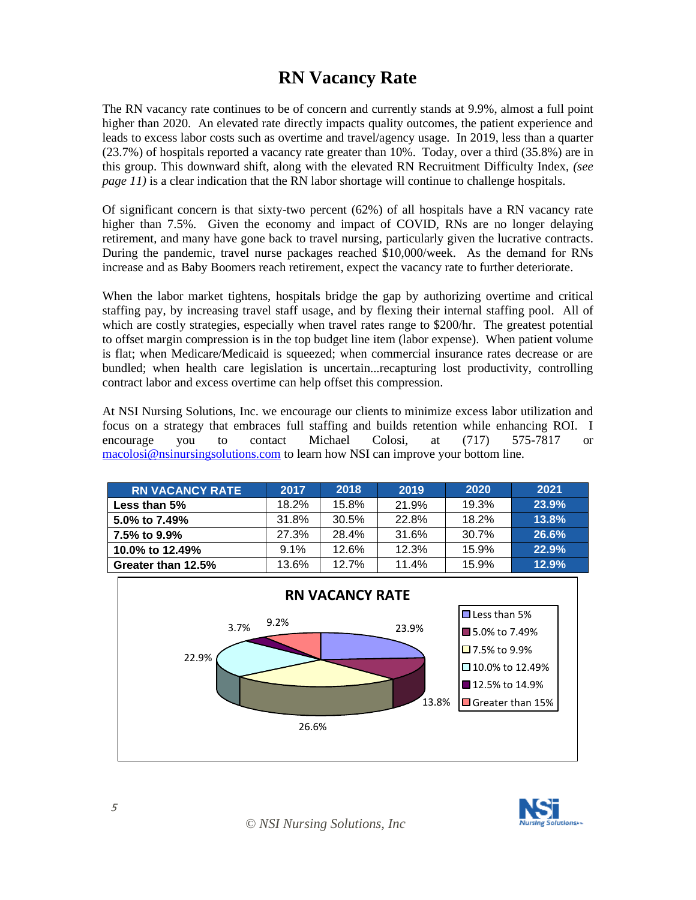# RN Vacancy Rate

The RN vacancy rate continues to be of concern and currently stands at 9.9%, almost a full point higher than 2020. An elevated rate directly impacts quality outcomes, the patient experience and leads to excess labor costs such as overtime and travel/agency usage. In 2019, less than a quarter (23.7%) of hospitals reported a vacancy rate greater than 10%. Today, over a third (35.8%) are in this group. This downward shift, along with the elevated RN Recruitment Difficulty Index, *(see page 11)* is a clear indication that the RN labor shortage will continue to challenge hospitals.

Of significant concern is that sixty-two percent (62%) of all hospitals have a RN vacancy rate higher than 7.5%. Given the economy and impact of COVID, RNs are no longer delaying retirement, and many have gone back to travel nursing, particularly given the lucrative contracts. During the pandemic, travel nurse packages reached $10,000/week. As the demand for RNs increase and as Baby Boomers reach retirement, expect the vacancy rate to further deteriorate.

When the labor market tightens, hospitals bridge the gap by authorizing overtime and critical staffing pay, by increasing travel staff usage, and by flexing their internal staffing pool. All of which are costly strategies, especially when travel rates range to $200/hr. The greatest potential to offset margin compression is in the top budget line item (labor expense). When patient volume is flat; when Medicare/Medicaid is squeezed; when commercial insurance rates decrease or are bundled; when health care legislation is uncertain...recapturing lost productivity, controlling contract labor and excess overtime can help offset this compression.

At NSI Nursing Solutions, Inc. we encourage our clients to minimize excess labor utilization and focus on a strategy that embraces full staffing and builds retention while enhancing ROI. I encourage you to contact Michael Colosi, at (717) 575-7817 or macolosi@nsinursingsolutions.com to learn how NSI can improve your bottom line.

| RN VACANCY RATE | 2017 | 2018 | 2019 | 2020 | 2021 |
|---|---|---|---|---|---|
| Less than 5% | 18.2% | 15.8% | 21.9% | 19.3% | 23.9% |
| 5.0% to 7.49% | 31.8% | 30.5% | 22.8% | 18.2% | 13.8% |
| 7.5% to 9.9% | 27.3% | 28.4% | 31.6% | 30.7% | 26.6% |
| 10.0% to 12.49% | 9.1% | 12.6% | 12.3% | 15.9% | 22.9% |
| Greater than 12.5% | 13.6% | 12.7% | 11.4% | 15.9% | 12.9% |

**RN VACANCY RATE**

| Category | Share |
|---|---|
| Less than 5% | 23.9% |
| 5.0% to 7.49% | 13.8% |
| 7.5% to 9.9% | 26.6% |
| 10.0% to 12.49% | 22.9% |
| 12.5% to 14.9% | 3.7% |
| Greater than 15% | 9.2% |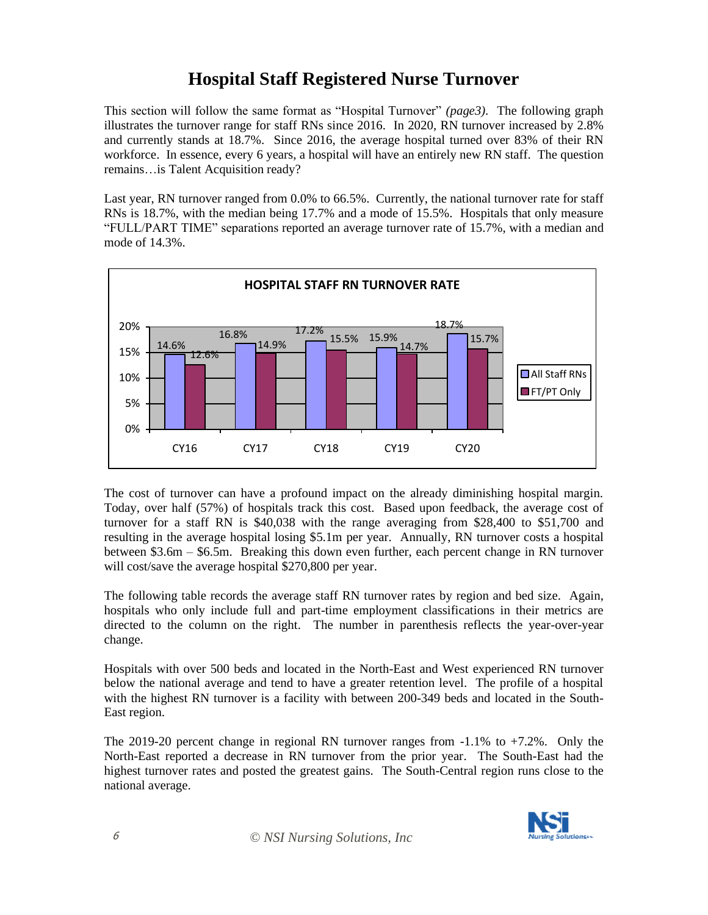# Hospital Staff Registered Nurse Turnover

This section will follow the same format as "Hospital Turnover" *(page3)*. The following graph illustrates the turnover range for staff RNs since 2016. In 2020, RN turnover increased by 2.8% and currently stands at 18.7%. Since 2016, the average hospital turned over 83% of their RN workforce. In essence, every 6 years, a hospital will have an entirely new RN staff. The question remains…is Talent Acquisition ready?

Last year, RN turnover ranged from 0.0% to 66.5%. Currently, the national turnover rate for staff RNs is 18.7%, with the median being 17.7% and a mode of 15.5%. Hospitals that only measure "FULL/PART TIME" separations reported an average turnover rate of 15.7%, with a median and mode of 14.3%.

**HOSPITAL STAFF RN TURNOVER RATE**

| | CY16 | CY17 | CY18 | CY19 | CY20 |
|---|---|---|---|---|---|
| All Staff RNs | 14.6% | 16.8% | 17.2% | 15.9% | 18.7% |
| FT/PT Only | 12.6% | 14.9% | 15.5% | 14.7% | 15.7% |

The cost of turnover can have a profound impact on the already diminishing hospital margin. Today, over half (57%) of hospitals track this cost. Based upon feedback, the average cost of turnover for a staff RN is $40,038 with the range averaging from $28,400 to $51,700 and resulting in the average hospital losing $5.1m per year. Annually, RN turnover costs a hospital between $3.6m – $6.5m. Breaking this down even further, each percent change in RN turnover will cost/save the average hospital $270,800 per year.

The following table records the average staff RN turnover rates by region and bed size. Again, hospitals who only include full and part-time employment classifications in their metrics are directed to the column on the right. The number in parenthesis reflects the year-over-year change.

Hospitals with over 500 beds and located in the North-East and West experienced RN turnover below the national average and tend to have a greater retention level. The profile of a hospital with the highest RN turnover is a facility with between 200-349 beds and located in the South-East region.

The 2019-20 percent change in regional RN turnover ranges from -1.1% to +7.2%. Only the North-East reported a decrease in RN turnover from the prior year. The South-East had the highest turnover rates and posted the greatest gains. The South-Central region runs close to the national average.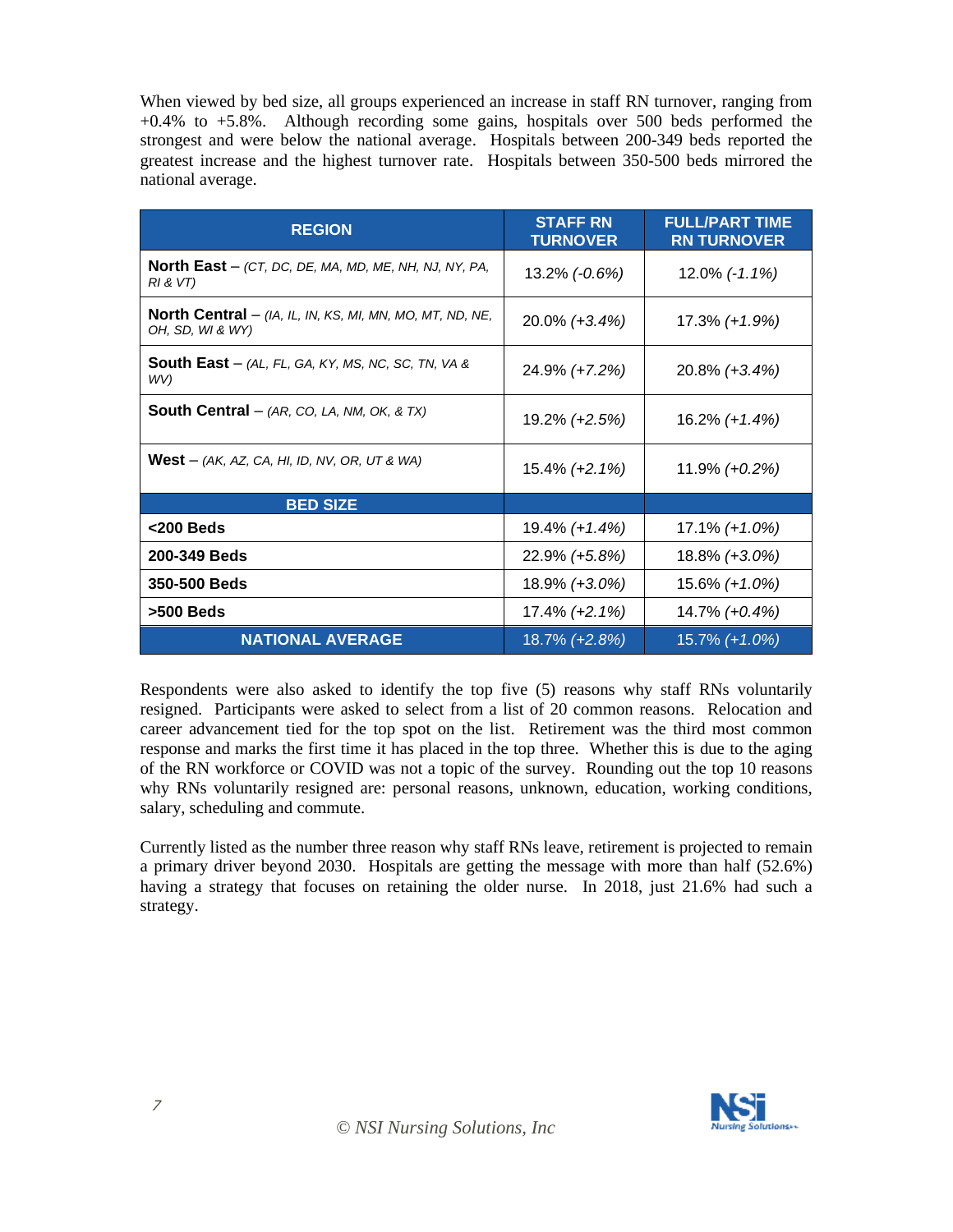When viewed by bed size, all groups experienced an increase in staff RN turnover, ranging from +0.4% to +5.8%. Although recording some gains, hospitals over 500 beds performed the strongest and were below the national average. Hospitals between 200-349 beds reported the greatest increase and the highest turnover rate. Hospitals between 350-500 beds mirrored the national average.

| REGION | STAFF RN TURNOVER | FULL/PART TIME RN TURNOVER |
|---|---|---|
| **North East** – *(CT, DC, DE, MA, MD, ME, NH, NJ, NY, PA, RI & VT)* | 13.2% *(-0.6%)* | 12.0% *(-1.1%)* |
| **North Central** – *(IA, IL, IN, KS, MI, MN, MO, MT, ND, NE, OH, SD, WI & WY)* | 20.0% *(+3.4%)* | 17.3% *(+1.9%)* |
| **South East** – *(AL, FL, GA, KY, MS, NC, SC, TN, VA & WV)* | 24.9% *(+7.2%)* | 20.8% *(+3.4%)* |
| **South Central** – *(AR, CO, LA, NM, OK, & TX)* | 19.2% *(+2.5%)* | 16.2% *(+1.4%)* |
| **West** – *(AK, AZ, CA, HI, ID, NV, OR, UT & WA)* | 15.4% *(+2.1%)* | 11.9% *(+0.2%)* |
| **BED SIZE** | | |
| **<200 Beds** | 19.4% *(+1.4%)* | 17.1% *(+1.0%)* |
| **200-349 Beds** | 22.9% *(+5.8%)* | 18.8% *(+3.0%)* |
| **350-500 Beds** | 18.9% *(+3.0%)* | 15.6% *(+1.0%)* |
| **>500 Beds** | 17.4% *(+2.1%)* | 14.7% *(+0.4%)* |
| **NATIONAL AVERAGE** | 18.7% *(+2.8%)* | 15.7% *(+1.0%)* |

Respondents were also asked to identify the top five (5) reasons why staff RNs voluntarily resigned. Participants were asked to select from a list of 20 common reasons. Relocation and career advancement tied for the top spot on the list. Retirement was the third most common response and marks the first time it has placed in the top three. Whether this is due to the aging of the RN workforce or COVID was not a topic of the survey. Rounding out the top 10 reasons why RNs voluntarily resigned are: personal reasons, unknown, education, working conditions, salary, scheduling and commute.

Currently listed as the number three reason why staff RNs leave, retirement is projected to remain a primary driver beyond 2030. Hospitals are getting the message with more than half (52.6%) having a strategy that focuses on retaining the older nurse. In 2018, just 21.6% had such a strategy.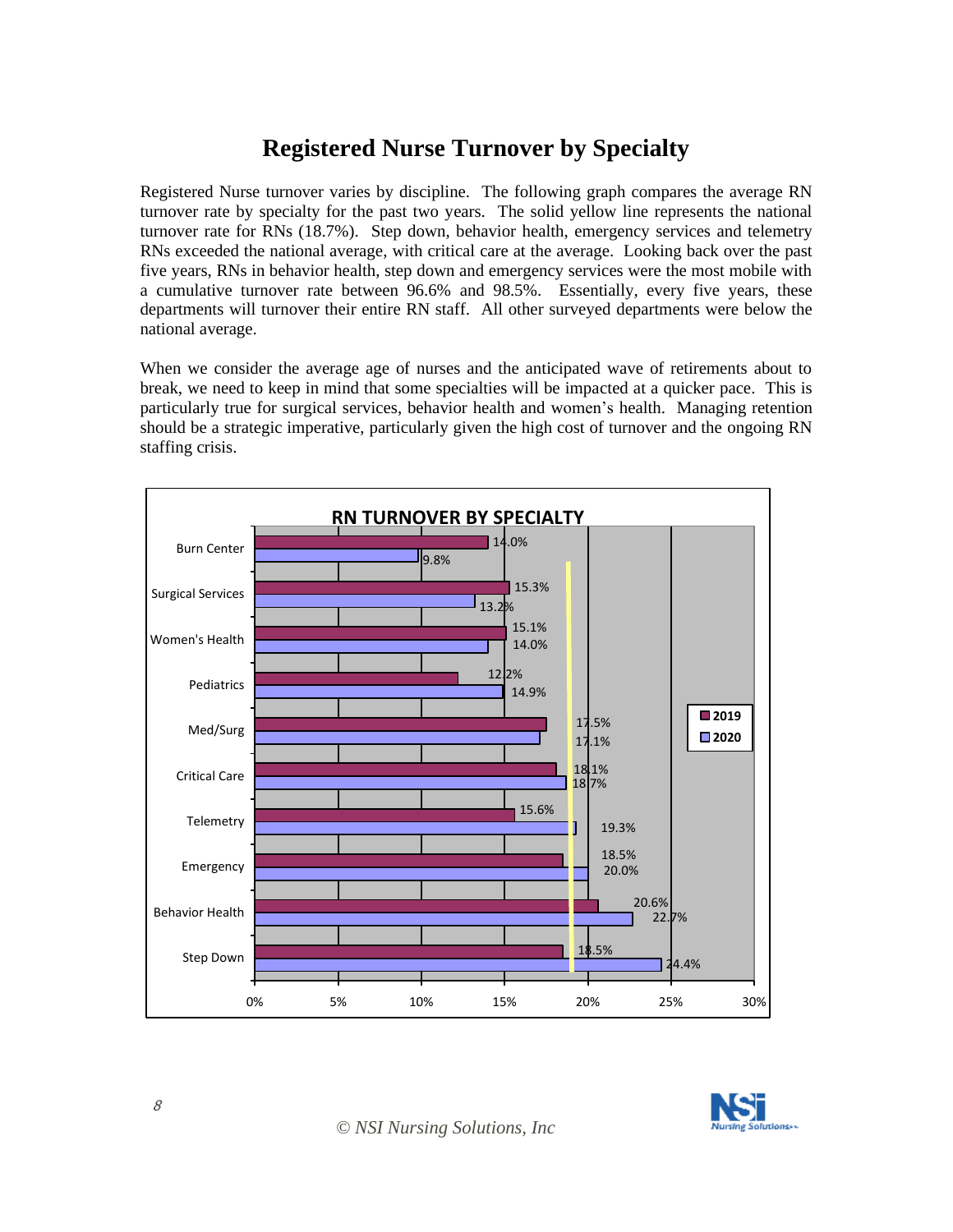# Registered Nurse Turnover by Specialty

Registered Nurse turnover varies by discipline. The following graph compares the average RN turnover rate by specialty for the past two years. The solid yellow line represents the national turnover rate for RNs (18.7%). Step down, behavior health, emergency services and telemetry RNs exceeded the national average, with critical care at the average. Looking back over the past five years, RNs in behavior health, step down and emergency services were the most mobile with a cumulative turnover rate between 96.6% and 98.5%. Essentially, every five years, these departments will turnover their entire RN staff. All other surveyed departments were below the national average.

When we consider the average age of nurses and the anticipated wave of retirements about to break, we need to keep in mind that some specialties will be impacted at a quicker pace. This is particularly true for surgical services, behavior health and women's health. Managing retention should be a strategic imperative, particularly given the high cost of turnover and the ongoing RN staffing crisis.

**RN TURNOVER BY SPECIALTY**

| Specialty | 2019 | 2020 |
|---|---|---|
| Burn Center | 14.0% | 9.8% |
| Surgical Services | 15.3% | 13.2% |
| Women's Health | 15.1% | 14.0% |
| Pediatrics | 12.2% | 14.9% |
| Med/Surg | 17.5% | 17.1% |
| Critical Care | 18.1% | 18.7% |
| Telemetry | 15.6% | 19.3% |
| Emergency | 18.5% | 20.0% |
| Behavior Health | 20.6% | 22.7% |
| Step Down | 18.5% | 24.4% |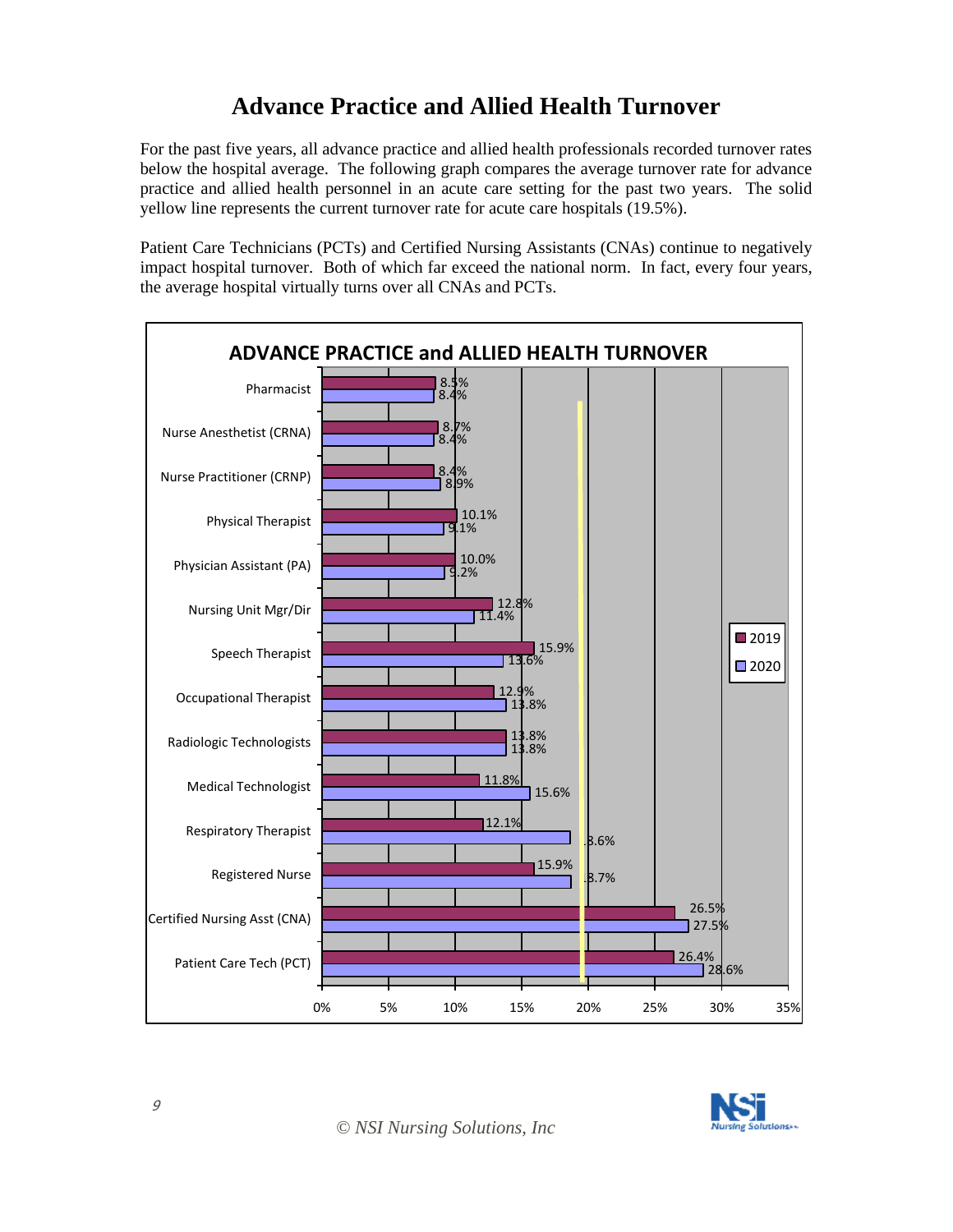# Advance Practice and Allied Health Turnover

For the past five years, all advance practice and allied health professionals recorded turnover rates below the hospital average. The following graph compares the average turnover rate for advance practice and allied health personnel in an acute care setting for the past two years. The solid yellow line represents the current turnover rate for acute care hospitals (19.5%).

Patient Care Technicians (PCTs) and Certified Nursing Assistants (CNAs) continue to negatively impact hospital turnover. Both of which far exceed the national norm. In fact, every four years, the average hospital virtually turns over all CNAs and PCTs.

**ADVANCE PRACTICE and ALLIED HEALTH TURNOVER**

| Position | 2019 | 2020 |
| --- | --- | --- |
| Pharmacist | 8.5% | 8.4% |
| Nurse Anesthetist (CRNA) | 8.7% | 8.4% |
| Nurse Practitioner (CRNP) | 8.4% | 8.9% |
| Physical Therapist | 10.1% | 9.1% |
| Physician Assistant (PA) | 10.0% | 9.2% |
| Nursing Unit Mgr/Dir | 12.8% | 11.4% |
| Speech Therapist | 15.9% | 13.6% |
| Occupational Therapist | 12.9% | 13.8% |
| Radiologic Technologists | 13.8% | 13.8% |
| Medical Technologist | 11.8% | 15.6% |
| Respiratory Therapist | 12.1% | 18.6% |
| Registered Nurse | 15.9% | 18.7% |
| Certified Nursing Asst (CNA) | 26.5% | 27.5% |
| Patient Care Tech (PCT) | 26.4% | 28.6% |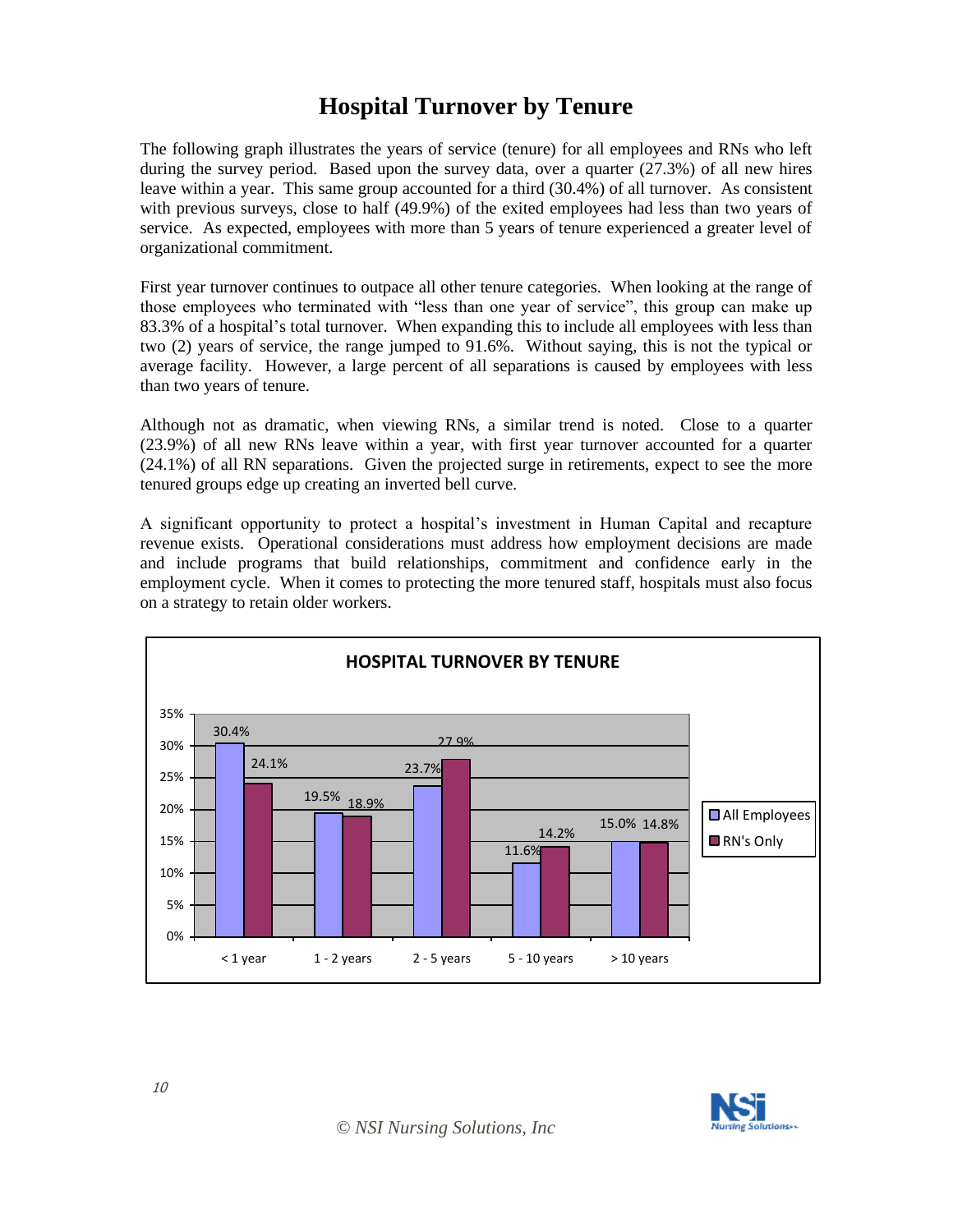# Hospital Turnover by Tenure

The following graph illustrates the years of service (tenure) for all employees and RNs who left during the survey period. Based upon the survey data, over a quarter (27.3%) of all new hires leave within a year. This same group accounted for a third (30.4%) of all turnover. As consistent with previous surveys, close to half (49.9%) of the exited employees had less than two years of service. As expected, employees with more than 5 years of tenure experienced a greater level of organizational commitment.

First year turnover continues to outpace all other tenure categories. When looking at the range of those employees who terminated with "less than one year of service", this group can make up 83.3% of a hospital's total turnover. When expanding this to include all employees with less than two (2) years of service, the range jumped to 91.6%. Without saying, this is not the typical or average facility. However, a large percent of all separations is caused by employees with less than two years of tenure.

Although not as dramatic, when viewing RNs, a similar trend is noted. Close to a quarter (23.9%) of all new RNs leave within a year, with first year turnover accounted for a quarter (24.1%) of all RN separations. Given the projected surge in retirements, expect to see the more tenured groups edge up creating an inverted bell curve.

A significant opportunity to protect a hospital's investment in Human Capital and recapture revenue exists. Operational considerations must address how employment decisions are made and include programs that build relationships, commitment and confidence early in the employment cycle. When it comes to protecting the more tenured staff, hospitals must also focus on a strategy to retain older workers.

**HOSPITAL TURNOVER BY TENURE**

| Tenure | All Employees | RN's Only |
|---|---|---|
| < 1 year | 30.4% | 24.1% |
| 1 - 2 years | 19.5% | 18.9% |
| 2 - 5 years | 23.7% | 27.9% |
| 5 - 10 years | 11.6% | 14.2% |
| > 10 years | 15.0% | 14.8% |

© NSI Nursing Solutions, Inc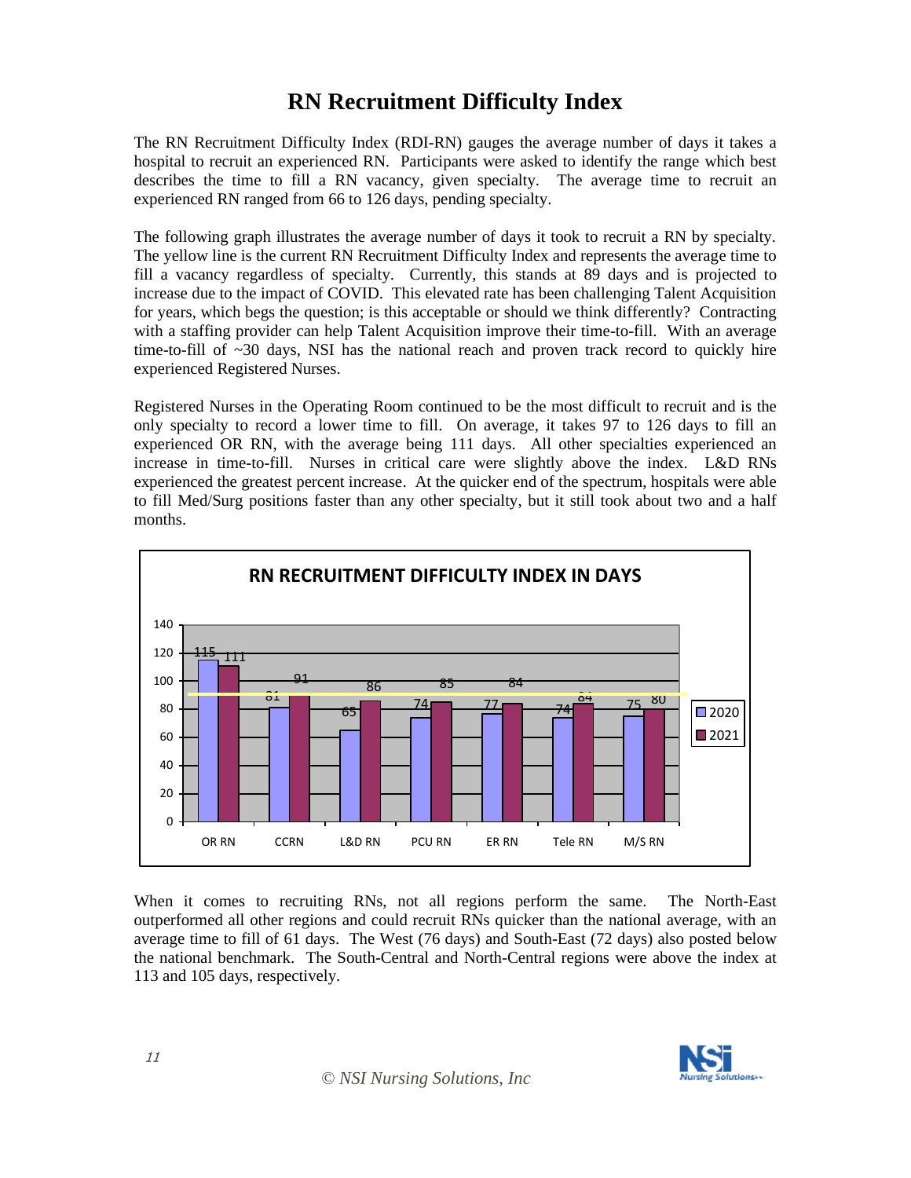# RN Recruitment Difficulty Index

The RN Recruitment Difficulty Index (RDI-RN) gauges the average number of days it takes a hospital to recruit an experienced RN. Participants were asked to identify the range which best describes the time to fill a RN vacancy, given specialty. The average time to recruit an experienced RN ranged from 66 to 126 days, pending specialty.

The following graph illustrates the average number of days it took to recruit a RN by specialty. The yellow line is the current RN Recruitment Difficulty Index and represents the average time to fill a vacancy regardless of specialty. Currently, this stands at 89 days and is projected to increase due to the impact of COVID. This elevated rate has been challenging Talent Acquisition for years, which begs the question; is this acceptable or should we think differently? Contracting with a staffing provider can help Talent Acquisition improve their time-to-fill. With an average time-to-fill of ~30 days, NSI has the national reach and proven track record to quickly hire experienced Registered Nurses.

Registered Nurses in the Operating Room continued to be the most difficult to recruit and is the only specialty to record a lower time to fill. On average, it takes 97 to 126 days to fill an experienced OR RN, with the average being 111 days. All other specialties experienced an increase in time-to-fill. Nurses in critical care were slightly above the index. L&D RNs experienced the greatest percent increase. At the quicker end of the spectrum, hospitals were able to fill Med/Surg positions faster than any other specialty, but it still took about two and a half months.

**RN RECRUITMENT DIFFICULTY INDEX IN DAYS**

| | OR RN | CCRN | L&D RN | PCU RN | ER RN | Tele RN | M/S RN |
|---|---|---|---|---|---|---|---|
| 2020 | 115 | 81 | 65 | 74 | 77 | 74 | 75 |
| 2021 | 111 | 91 | 86 | 85 | 84 | 84 | 80 |

When it comes to recruiting RNs, not all regions perform the same. The North-East outperformed all other regions and could recruit RNs quicker than the national average, with an average time to fill of 61 days. The West (76 days) and South-East (72 days) also posted below the national benchmark. The South-Central and North-Central regions were above the index at 113 and 105 days, respectively.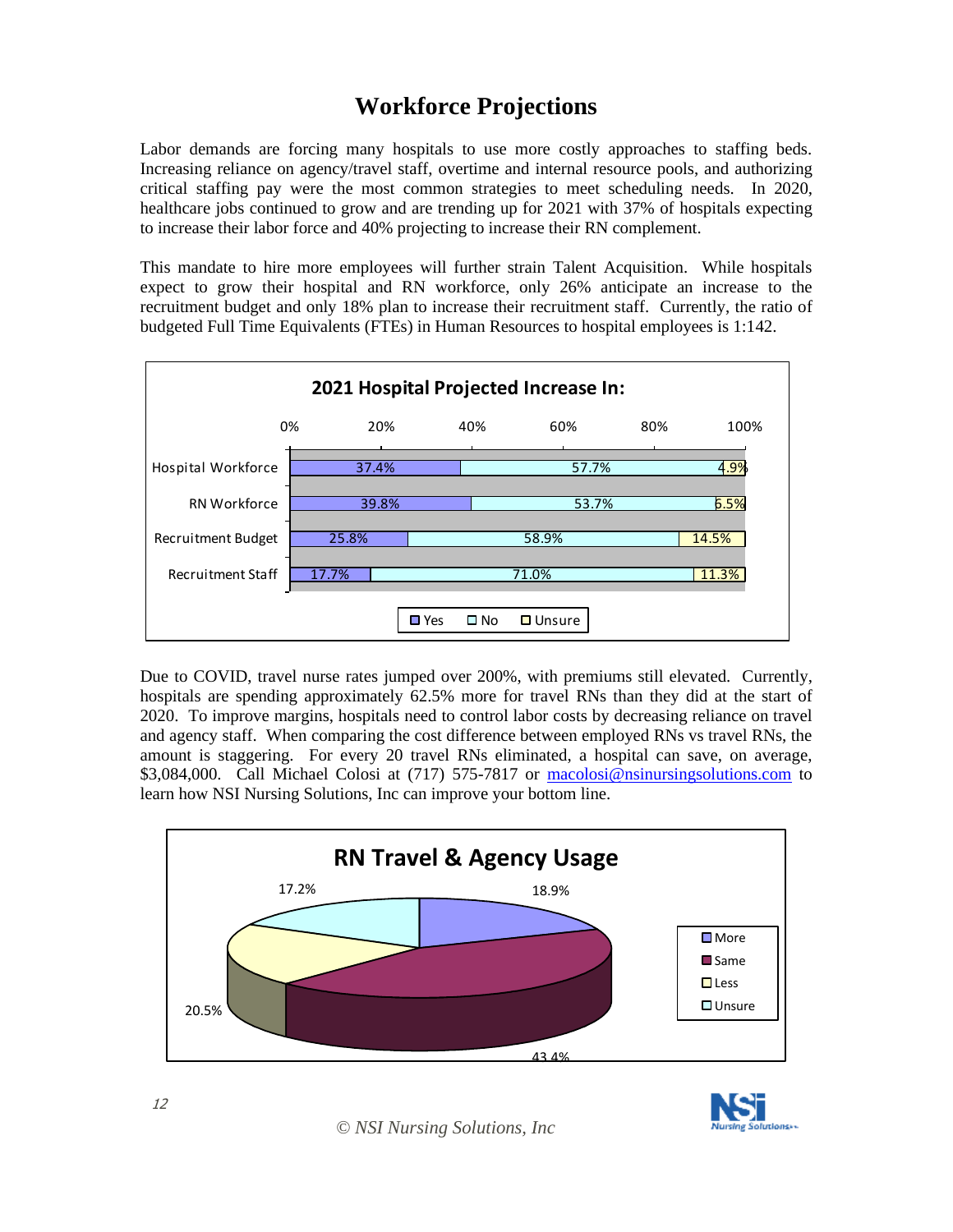# Workforce Projections

Labor demands are forcing many hospitals to use more costly approaches to staffing beds. Increasing reliance on agency/travel staff, overtime and internal resource pools, and authorizing critical staffing pay were the most common strategies to meet scheduling needs. In 2020, healthcare jobs continued to grow and are trending up for 2021 with 37% of hospitals expecting to increase their labor force and 40% projecting to increase their RN complement.

This mandate to hire more employees will further strain Talent Acquisition. While hospitals expect to grow their hospital and RN workforce, only 26% anticipate an increase to the recruitment budget and only 18% plan to increase their recruitment staff. Currently, the ratio of budgeted Full Time Equivalents (FTEs) in Human Resources to hospital employees is 1:142.

**2021 Hospital Projected Increase In:**

| | Yes | No | Unsure |
|---|---|---|---|
| Hospital Workforce | 37.4% | 57.7% | 4.9% |
| RN Workforce | 39.8% | 53.7% | 6.5% |
| Recruitment Budget | 25.8% | 58.9% | 14.5% |
| Recruitment Staff | 17.7% | 71.0% | 11.3% |

Due to COVID, travel nurse rates jumped over 200%, with premiums still elevated. Currently, hospitals are spending approximately 62.5% more for travel RNs than they did at the start of 2020. To improve margins, hospitals need to control labor costs by decreasing reliance on travel and agency staff. When comparing the cost difference between employed RNs vs travel RNs, the amount is staggering. For every 20 travel RNs eliminated, a hospital can save, on average, $3,084,000. Call Michael Colosi at (717) 575-7817 or macolosi@nsinursingsolutions.com to learn how NSI Nursing Solutions, Inc can improve your bottom line.

**RN Travel & Agency Usage**

| More | Same | Less | Unsure |
|---|---|---|---|
| 18.9% | 43.4% | 20.5% | 17.2% |

© NSI Nursing Solutions, Inc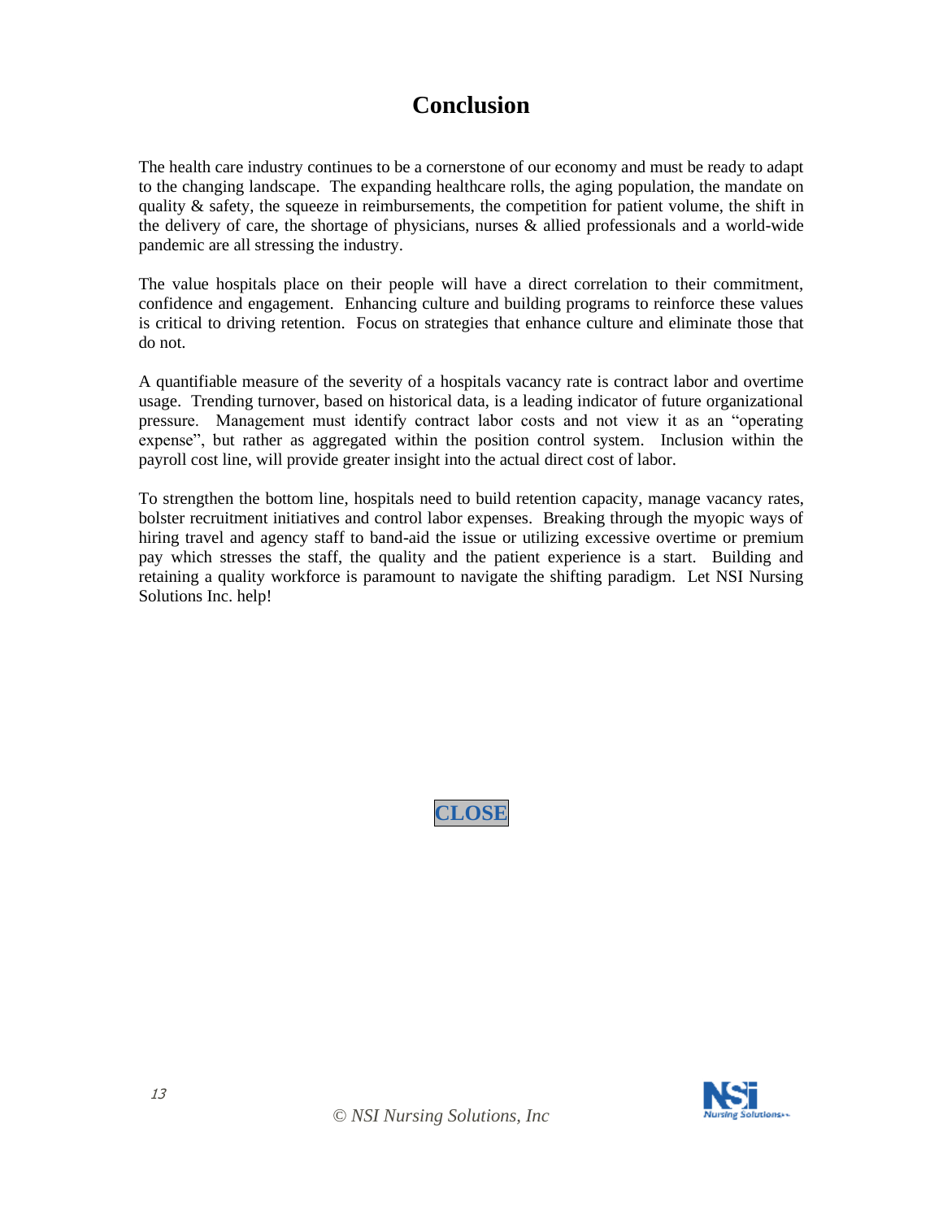# Conclusion

The health care industry continues to be a cornerstone of our economy and must be ready to adapt to the changing landscape. The expanding healthcare rolls, the aging population, the mandate on quality & safety, the squeeze in reimbursements, the competition for patient volume, the shift in the delivery of care, the shortage of physicians, nurses & allied professionals and a world-wide pandemic are all stressing the industry.

The value hospitals place on their people will have a direct correlation to their commitment, confidence and engagement. Enhancing culture and building programs to reinforce these values is critical to driving retention. Focus on strategies that enhance culture and eliminate those that do not.

A quantifiable measure of the severity of a hospitals vacancy rate is contract labor and overtime usage. Trending turnover, based on historical data, is a leading indicator of future organizational pressure. Management must identify contract labor costs and not view it as an "operating expense", but rather as aggregated within the position control system. Inclusion within the payroll cost line, will provide greater insight into the actual direct cost of labor.

To strengthen the bottom line, hospitals need to build retention capacity, manage vacancy rates, bolster recruitment initiatives and control labor expenses. Breaking through the myopic ways of hiring travel and agency staff to band-aid the issue or utilizing excessive overtime or premium pay which stresses the staff, the quality and the patient experience is a start. Building and retaining a quality workforce is paramount to navigate the shifting paradigm. Let NSI Nursing Solutions Inc. help!

**CLOSE**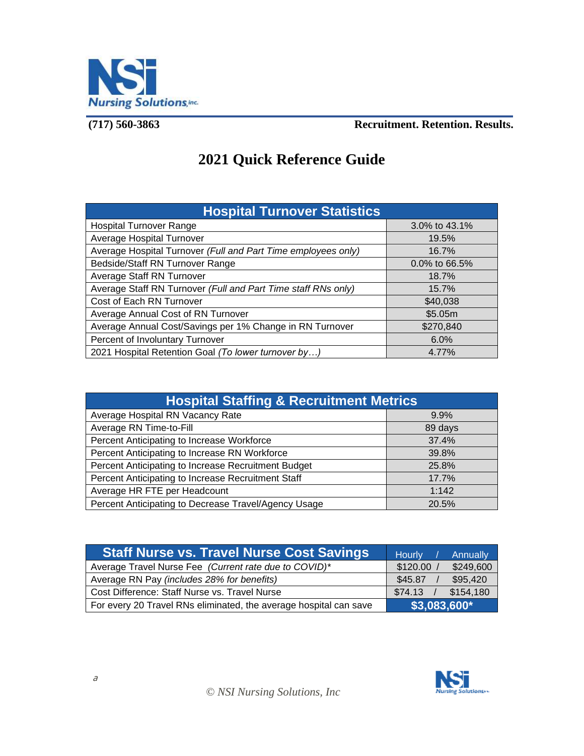(717) 560-3863 **Recruitment. Retention. Results.**

# 2021 Quick Reference Guide

| Hospital Turnover Statistics | |
|---|---|
| Hospital Turnover Range | 3.0% to 43.1% |
| Average Hospital Turnover | 19.5% |
| Average Hospital Turnover *(Full and Part Time employees only)* | 16.7% |
| Bedside/Staff RN Turnover Range | 0.0% to 66.5% |
| Average Staff RN Turnover | 18.7% |
| Average Staff RN Turnover *(Full and Part Time staff RNs only)* | 15.7% |
| Cost of Each RN Turnover | $40,038 |
| Average Annual Cost of RN Turnover | $5.05m |
| Average Annual Cost/Savings per 1% Change in RN Turnover | $270,840 |
| Percent of Involuntary Turnover | 6.0% |
| 2021 Hospital Retention Goal *(To lower turnover by…)* | 4.77% |

| Hospital Staffing & Recruitment Metrics | |
|---|---|
| Average Hospital RN Vacancy Rate | 9.9% |
| Average RN Time-to-Fill | 89 days |
| Percent Anticipating to Increase Workforce | 37.4% |
| Percent Anticipating to Increase RN Workforce | 39.8% |
| Percent Anticipating to Increase Recruitment Budget | 25.8% |
| Percent Anticipating to Increase Recruitment Staff | 17.7% |
| Average HR FTE per Headcount | 1:142 |
| Percent Anticipating to Decrease Travel/Agency Usage | 20.5% |

| Staff Nurse vs. Travel Nurse Cost Savings | Hourly / Annually |
|---|---|
| Average Travel Nurse Fee *(Current rate due to COVID)** | $120.00 / $249,600 |
| Average RN Pay *(includes 28% for benefits)* | $45.87 / $95,420 |
| Cost Difference: Staff Nurse vs. Travel Nurse | $74.13 / $154,180 |
| For every 20 Travel RNs eliminated, the average hospital can save | **$3,083,600*** |

*a*

© NSI Nursing Solutions, Inc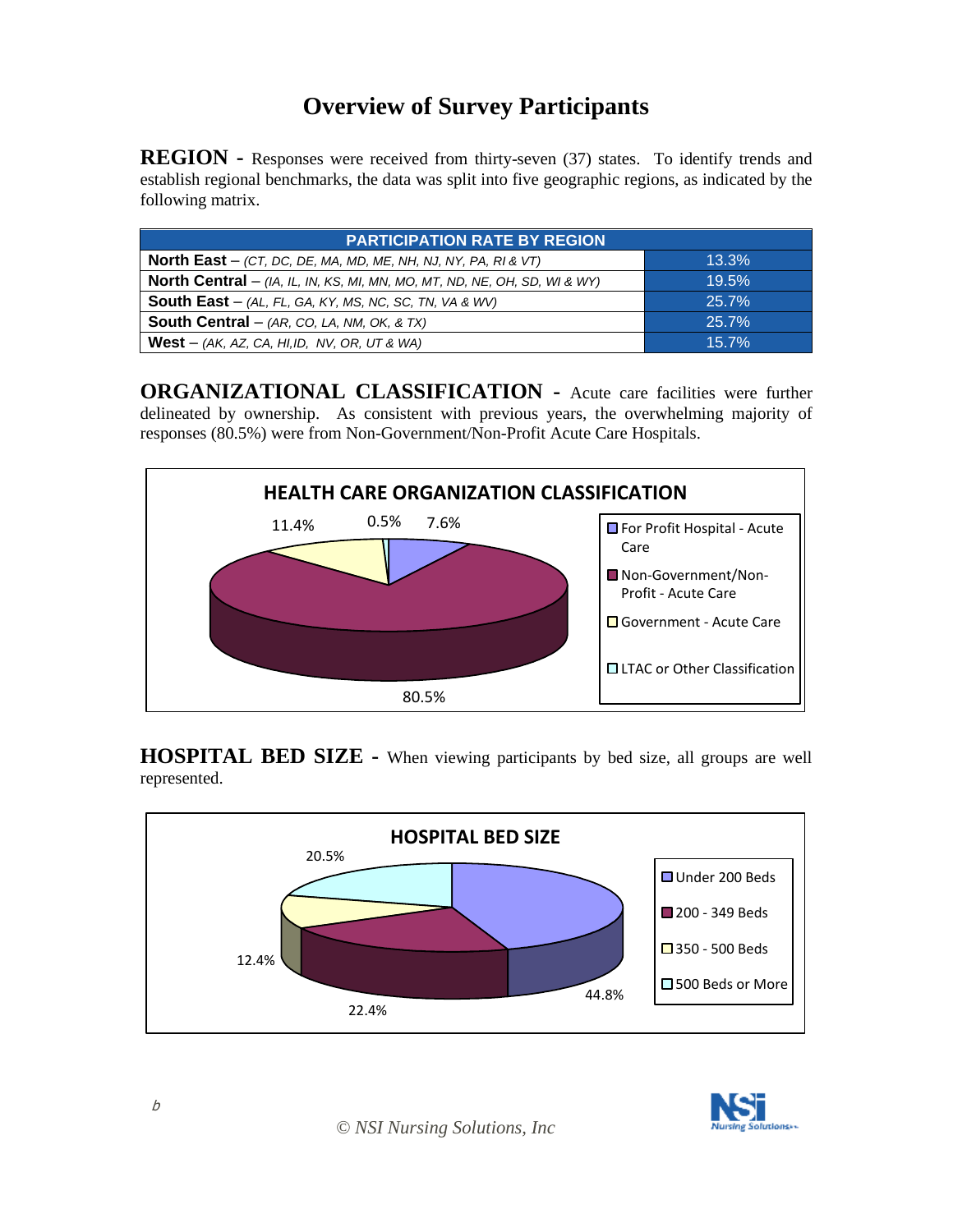# Overview of Survey Participants

**REGION -** Responses were received from thirty-seven (37) states. To identify trends and establish regional benchmarks, the data was split into five geographic regions, as indicated by the following matrix.

| PARTICIPATION RATE BY REGION | |
|---|---|
| **North East** – *(CT, DC, DE, MA, MD, ME, NH, NJ, NY, PA, RI & VT)* | 13.3% |
| **North Central** – *(IA, IL, IN, KS, MI, MN, MO, MT, ND, NE, OH, SD, WI & WY)* | 19.5% |
| **South East** – *(AL, FL, GA, KY, MS, NC, SC, TN, VA & WV)* | 25.7% |
| **South Central** – *(AR, CO, LA, NM, OK, & TX)* | 25.7% |
| **West** – *(AK, AZ, CA, HI,ID, NV, OR, UT & WA)* | 15.7% |

**ORGANIZATIONAL CLASSIFICATION -** Acute care facilities were further delineated by ownership. As consistent with previous years, the overwhelming majority of responses (80.5%) were from Non-Government/Non-Profit Acute Care Hospitals.

HEALTH CARE ORGANIZATION CLASSIFICATION

11.4%
0.5%
7.6%
80.5%

For Profit Hospital - Acute Care
Non-Government/Non-Profit - Acute Care
Government - Acute Care
LTAC or Other Classification

**HOSPITAL BED SIZE -** When viewing participants by bed size, all groups are well represented.

HOSPITAL BED SIZE

20.5%
12.4%
22.4%
44.8%

Under 200 Beds
200 - 349 Beds
350 - 500 Beds
500 Beds or More

*b*

*© NSI Nursing Solutions, Inc*